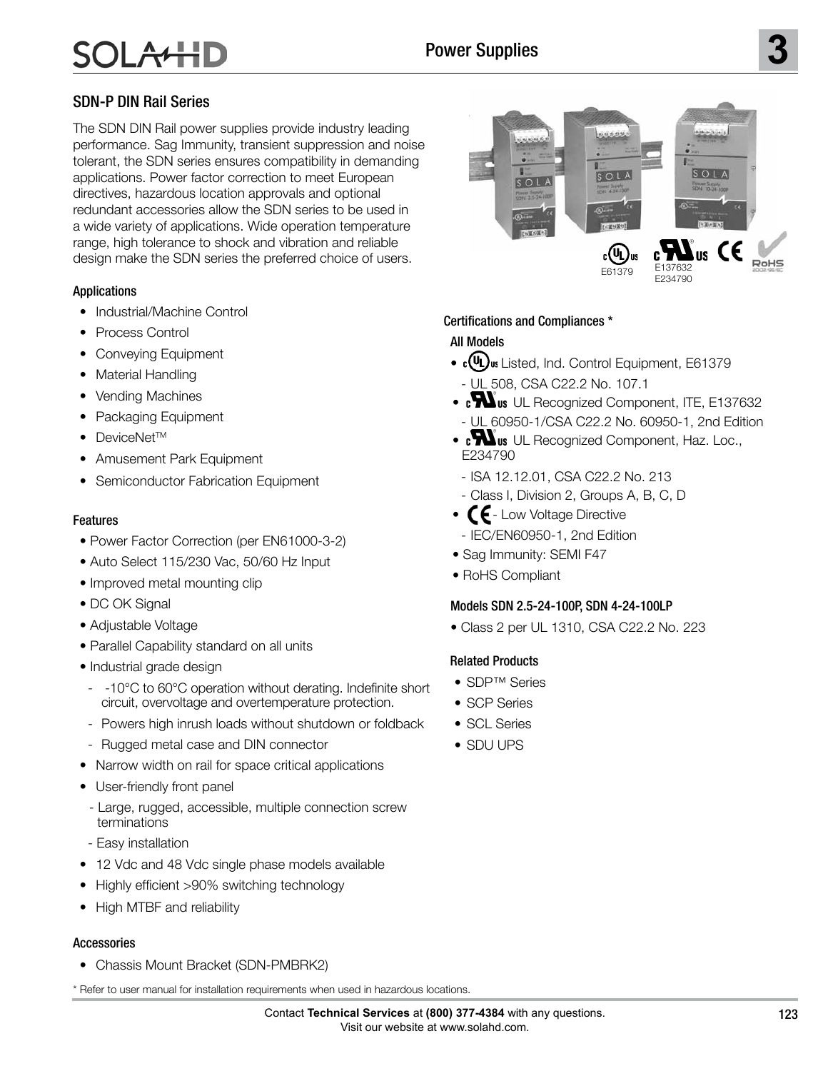## SDN-P DIN Rail Series

The SDN DIN Rail power supplies provide industry leading performance. Sag Immunity, transient suppression and noise tolerant, the SDN series ensures compatibility in demanding applications. Power factor correction to meet European directives, hazardous location approvals and optional redundant accessories allow the SDN series to be used in a wide variety of applications. Wide operation temperature range, high tolerance to shock and vibration and reliable design make the SDN series the preferred choice of users.

E61379 E137632 E234790

### Applications

- Industrial/Machine Control
- Process Control
- Conveying Equipment
- Material Handling
- Vending Machines
- Packaging Equipment
- DeviceNet™
- Amusement Park Equipment
- Semiconductor Fabrication Equipment

### Features

- Power Factor Correction (per EN61000-3-2)
- Auto Select 115/230 Vac, 50/60 Hz Input
- Improved metal mounting clip
- DC OK Signal
- Adjustable Voltage
- Parallel Capability standard on all units
- Industrial grade design
  - -10°C to 60°C operation without derating. Indefinite short circuit, overvoltage and overtemperature protection.
  - Powers high inrush loads without shutdown or foldback
  - Rugged metal case and DIN connector
- Narrow width on rail for space critical applications
- User-friendly front panel
  - Large, rugged, accessible, multiple connection screw terminations
  - Easy installation
- 12 Vdc and 48 Vdc single phase models available
- Highly efficient >90% switching technology
- High MTBF and reliability

### Accessories

- Chassis Mount Bracket (SDN-PMBRK2)

### Certifications and Compliances *

#### All Models

- cULus Listed, Ind. Control Equipment, E61379
  - UL 508, CSA C22.2 No. 107.1
- cURus UL Recognized Component, ITE, E137632
  - UL 60950-1/CSA C22.2 No. 60950-1, 2nd Edition
- cURus UL Recognized Component, Haz. Loc., E234790
  - ISA 12.12.01, CSA C22.2 No. 213
  - Class I, Division 2, Groups A, B, C, D
- CE - Low Voltage Directive
  - IEC/EN60950-1, 2nd Edition
- Sag Immunity: SEMI F47
- RoHS Compliant

#### Models SDN 2.5-24-100P, SDN 4-24-100LP

- Class 2 per UL 1310, CSA C22.2 No. 223

### Related Products

- SDP™ Series
- SCP Series
- SCL Series
- SDU UPS

* Refer to user manual for installation requirements when used in hazardous locations.

Contact **Technical Services** at **(800) 377-4384** with any questions.
Visit our website at www.solahd.com.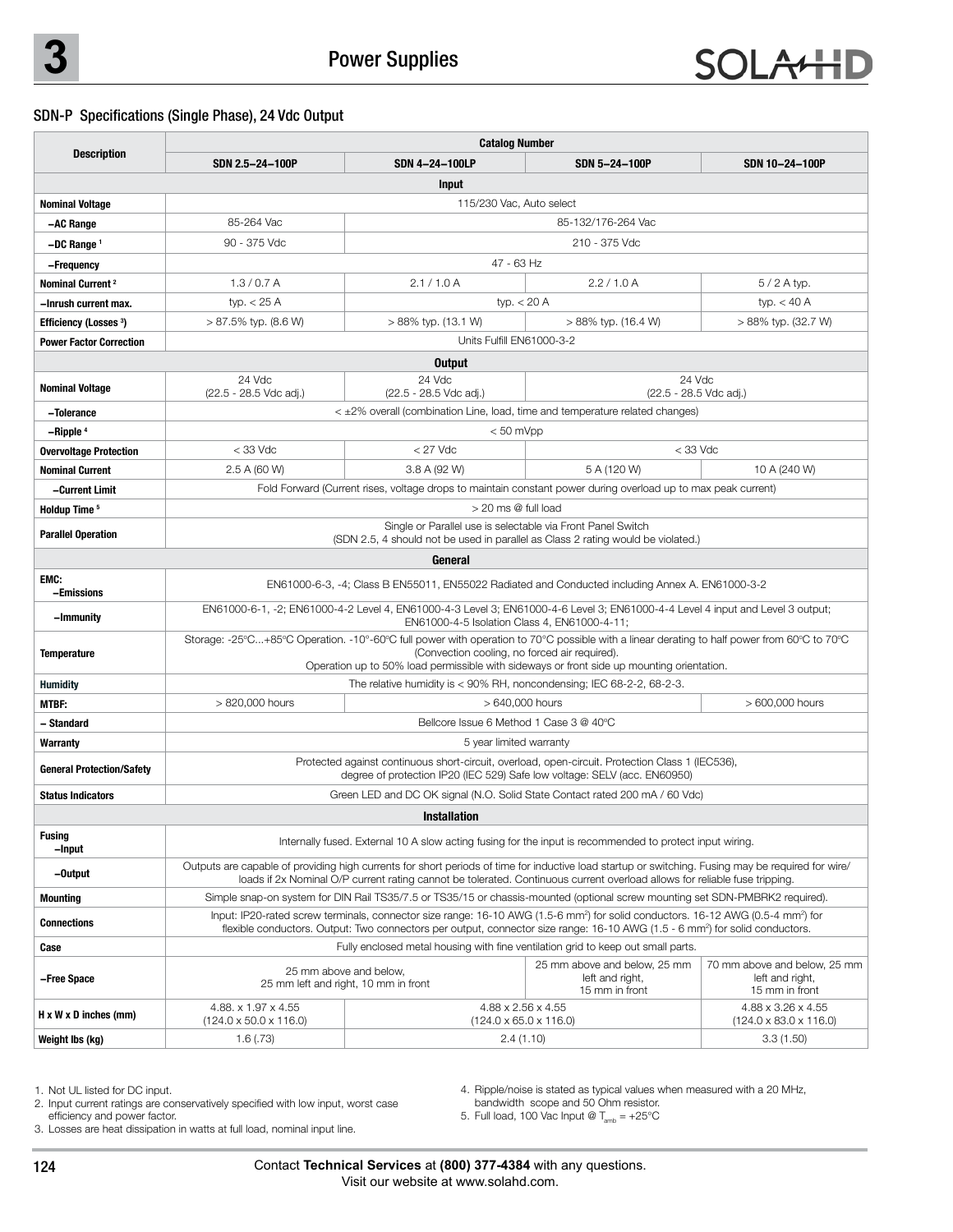## SDN-P Specifications (Single Phase), 24 Vdc Output

| Description | Catalog Number | | | |
|---|---|---|---|---|
| | SDN 2.5–24–100P | SDN 4–24–100LP | SDN 5–24–100P | SDN 10–24–100P |
| **Input** | | | | |
| Nominal Voltage | 115/230 Vac, Auto select | | | |
| –AC Range | 85-264 Vac | 85-132/176-264 Vac | | |
| –DC Range [1] | 90 - 375 Vdc | 210 - 375 Vdc | | |
| –Frequency | 47 - 63 Hz | | | |
| Nominal Current [2] | 1.3 / 0.7 A | 2.1 / 1.0 A | 2.2 / 1.0 A | 5 / 2 A typ. |
| –Inrush current max. | typ. < 25 A | typ. < 20 A | | typ. < 40 A |
| Efficiency (Losses [3]) | > 87.5% typ. (8.6 W) | > 88% typ. (13.1 W) | > 88% typ. (16.4 W) | > 88% typ. (32.7 W) |
| Power Factor Correction | Units Fulfill EN61000-3-2 | | | |
| **Output** | | | | |
| Nominal Voltage | 24 Vdc (22.5 - 28.5 Vdc adj.) | 24 Vdc (22.5 - 28.5 Vdc adj.) | 24 Vdc (22.5 - 28.5 Vdc adj.) | |
| –Tolerance | < ±2% overall (combination Line, load, time and temperature related changes) | | | |
| –Ripple [4] | < 50 mVpp | | | |
| Overvoltage Protection | < 33 Vdc | < 27 Vdc | < 33 Vdc | |
| Nominal Current | 2.5 A (60 W) | 3.8 A (92 W) | 5 A (120 W) | 10 A (240 W) |
| –Current Limit | Fold Forward (Current rises, voltage drops to maintain constant power during overload up to max peak current) | | | |
| Holdup Time [5] | > 20 ms @ full load | | | |
| Parallel Operation | Single or Parallel use is selectable via Front Panel Switch (SDN 2.5, 4 should not be used in parallel as Class 2 rating would be violated.) | | | |
| **General** | | | | |
| EMC: –Emissions | EN61000-6-3, -4; Class B EN55011, EN55022 Radiated and Conducted including Annex A. EN61000-3-2 | | | |
| –Immunity | EN61000-6-1, -2; EN61000-4-2 Level 4, EN61000-4-3 Level 3; EN61000-4-6 Level 3; EN61000-4-4 Level 4 input and Level 3 output; EN61000-4-5 Isolation Class 4, EN61000-4-11; | | | |
| Temperature | Storage: -25°C...+85°C Operation. -10°-60°C full power with operation to 70°C possible with a linear derating to half power from 60°C to 70°C (Convection cooling, no forced air required). Operation up to 50% load permissible with sideways or front side up mounting orientation. | | | |
| Humidity | The relative humidity is < 90% RH, noncondensing; IEC 68-2-2, 68-2-3. | | | |
| MTBF: | > 820,000 hours | > 640,000 hours | | > 600,000 hours |
| – Standard | Bellcore Issue 6 Method 1 Case 3 @ 40°C | | | |
| Warranty | 5 year limited warranty | | | |
| General Protection/Safety | Protected against continuous short-circuit, overload, open-circuit. Protection Class 1 (IEC536), degree of protection IP20 (IEC 529) Safe low voltage: SELV (acc. EN60950) | | | |
| Status Indicators | Green LED and DC OK signal (N.O. Solid State Contact rated 200 mA / 60 Vdc) | | | |
| **Installation** | | | | |
| Fusing –Input | Internally fused. External 10 A slow acting fusing for the input is recommended to protect input wiring. | | | |
| –Output | Outputs are capable of providing high currents for short periods of time for inductive load startup or switching. Fusing may be required for wire/loads if 2x Nominal O/P current rating cannot be tolerated. Continuous current overload allows for reliable fuse tripping. | | | |
| Mounting | Simple snap-on system for DIN Rail TS35/7.5 or TS35/15 or chassis-mounted (optional screw mounting set SDN-PMBRK2 required). | | | |
| Connections | Input: IP20-rated screw terminals, connector size range: 16-10 AWG (1.5-6 mm²) for solid conductors. 16-12 AWG (0.5-4 mm²) for flexible conductors. Output: Two connectors per output, connector size range: 16-10 AWG (1.5 - 6 mm²) for solid conductors. | | | |
| Case | Fully enclosed metal housing with fine ventilation grid to keep out small parts. | | | |
| –Free Space | 25 mm above and below, 25 mm left and right, 10 mm in front | | 25 mm above and below, 25 mm left and right, 15 mm in front | 70 mm above and below, 25 mm left and right, 15 mm in front |
| H x W x D inches (mm) | 4.88. x 1.97 x 4.55 (124.0 x 50.0 x 116.0) | 4.88 x 2.56 x 4.55 (124.0 x 65.0 x 116.0) | | 4.88 x 3.26 x 4.55 (124.0 x 83.0 x 116.0) |
| Weight lbs (kg) | 1.6 (.73) | 2.4 (1.10) | | 3.3 (1.50) |

1. Not UL listed for DC input.
2. Input current ratings are conservatively specified with low input, worst case efficiency and power factor.
3. Losses are heat dissipation in watts at full load, nominal input line.
4. Ripple/noise is stated as typical values when measured with a 20 MHz, bandwidth scope and 50 Ohm resistor.
5. Full load, 100 Vac Input @ $T_{amb}$ = +25°C

Contact **Technical Services** at **(800) 377-4384** with any questions.
Visit our website at www.solahd.com.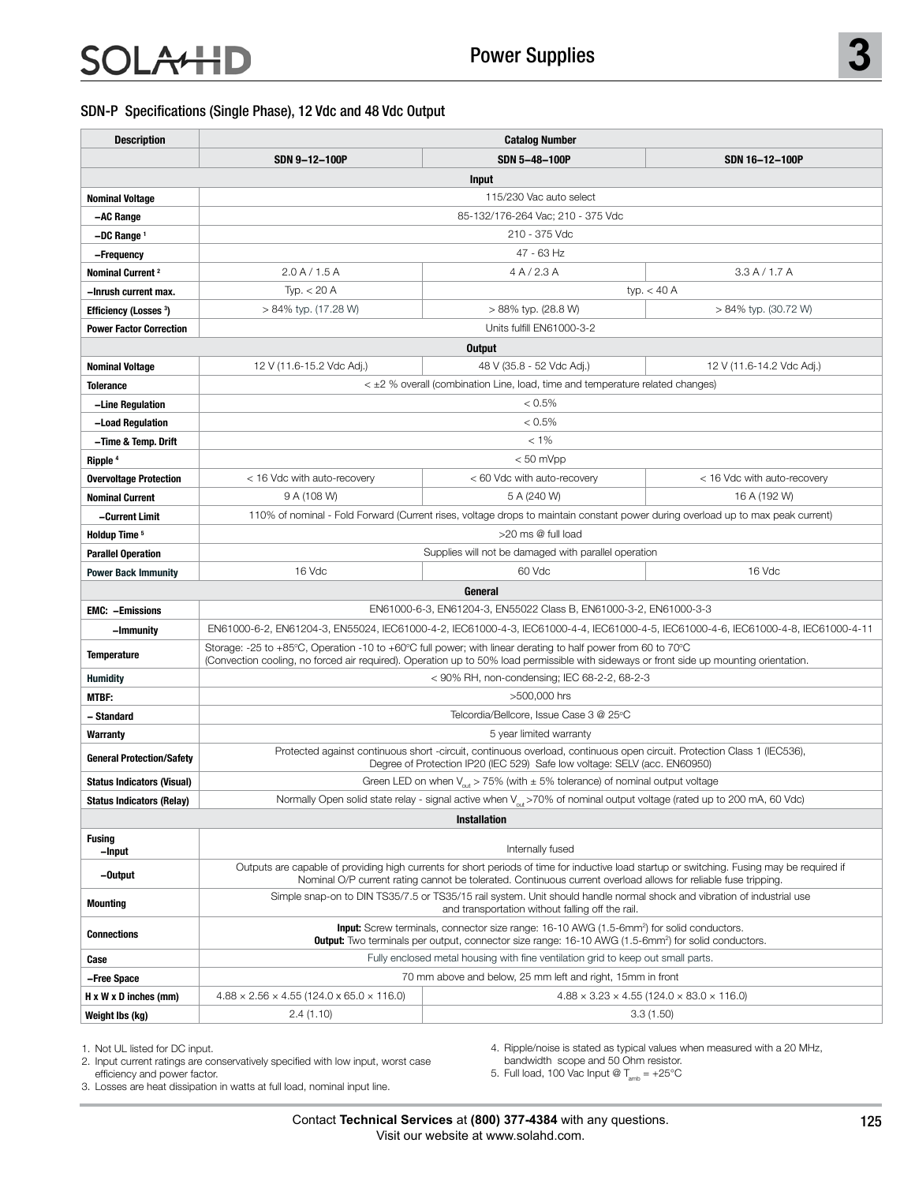## SDN-P Specifications (Single Phase), 12 Vdc and 48 Vdc Output

| Description | Catalog Number | | |
|---|---|---|---|
| | **SDN 9–12–100P** | **SDN 5–48–100P** | **SDN 16–12–100P** |
| **Input** | | | |
| **Nominal Voltage** | 115/230 Vac auto select | | |
| **–AC Range** | 85-132/176-264 Vac; 210 - 375 Vdc | | |
| **–DC Range [1]** | 210 - 375 Vdc | | |
| **–Frequency** | 47 - 63 Hz | | |
| **Nominal Current [2]** | 2.0 A / 1.5 A | 4 A / 2.3 A | 3.3 A / 1.7 A |
| **–Inrush current max.** | Typ. < 20 A | typ. < 40 A | |
| **Efficiency (Losses [3])** | > 84% typ. (17.28 W) | > 88% typ. (28.8 W) | > 84% typ. (30.72 W) |
| **Power Factor Correction** | Units fulfill EN61000-3-2 | | |
| **Output** | | | |
| **Nominal Voltage** | 12 V (11.6-15.2 Vdc Adj.) | 48 V (35.8 - 52 Vdc Adj.) | 12 V (11.6-14.2 Vdc Adj.) |
| **Tolerance** | < ±2 % overall (combination Line, load, time and temperature related changes) | | |
| **–Line Regulation** | < 0.5% | | |
| **–Load Regulation** | < 0.5% | | |
| **–Time & Temp. Drift** | < 1% | | |
| **Ripple [4]** | < 50 mVpp | | |
| **Overvoltage Protection** | < 16 Vdc with auto-recovery | < 60 Vdc with auto-recovery | < 16 Vdc with auto-recovery |
| **Nominal Current** | 9 A (108 W) | 5 A (240 W) | 16 A (192 W) |
| **–Current Limit** | 110% of nominal - Fold Forward (Current rises, voltage drops to maintain constant power during overload up to max peak current) | | |
| **Holdup Time [5]** | >20 ms @ full load | | |
| **Parallel Operation** | Supplies will not be damaged with parallel operation | | |
| **Power Back Immunity** | 16 Vdc | 60 Vdc | 16 Vdc |
| **General** | | | |
| **EMC: –Emissions** | EN61000-6-3, EN61204-3, EN55022 Class B, EN61000-3-2, EN61000-3-3 | | |
| **–Immunity** | EN61000-6-2, EN61204-3, EN55024, IEC61000-4-2, IEC61000-4-3, IEC61000-4-4, IEC61000-4-5, IEC61000-4-6, IEC61000-4-8, IEC61000-4-11 | | |
| **Temperature** | Storage: -25 to +85°C, Operation -10 to +60°C full power; with linear derating to half power from 60 to 70°C (Convection cooling, no forced air required). Operation up to 50% load permissible with sideways or front side up mounting orientation. | | |
| **Humidity** | < 90% RH, non-condensing; IEC 68-2-2, 68-2-3 | | |
| **MTBF:** | >500,000 hrs | | |
| **– Standard** | Telcordia/Bellcore, Issue Case 3 @ 25°C | | |
| **Warranty** | 5 year limited warranty | | |
| **General Protection/Safety** | Protected against continuous short -circuit, continuous overload, continuous open circuit. Protection Class 1 (IEC536), Degree of Protection IP20 (IEC 529) Safe low voltage: SELV (acc. EN60950) | | |
| **Status Indicators (Visual)** | Green LED on when $V_{out}$ > 75% (with ± 5% tolerance) of nominal output voltage | | |
| **Status Indicators (Relay)** | Normally Open solid state relay - signal active when $V_{out}$ >70% of nominal output voltage (rated up to 200 mA, 60 Vdc) | | |
| **Installation** | | | |
| **Fusing –Input** | Internally fused | | |
| **–Output** | Outputs are capable of providing high currents for short periods of time for inductive load startup or switching. Fusing may be required if Nominal O/P current rating cannot be tolerated. Continuous current overload allows for reliable fuse tripping. | | |
| **Mounting** | Simple snap-on to DIN TS35/7.5 or TS35/15 rail system. Unit should handle normal shock and vibration of industrial use and transportation without falling off the rail. | | |
| **Connections** | **Input:** Screw terminals, connector size range: 16-10 AWG (1.5-6mm²) for solid conductors. **Output:** Two terminals per output, connector size range: 16-10 AWG (1.5-6mm²) for solid conductors. | | |
| **Case** | Fully enclosed metal housing with fine ventilation grid to keep out small parts. | | |
| **–Free Space** | 70 mm above and below, 25 mm left and right, 15mm in front | | |
| **H x W x D inches (mm)** | 4.88 × 2.56 × 4.55 (124.0 × 65.0 × 116.0) | 4.88 × 3.23 × 4.55 (124.0 × 83.0 × 116.0) | |
| **Weight lbs (kg)** | 2.4 (1.10) | 3.3 (1.50) | |

1. Not UL listed for DC input.
2. Input current ratings are conservatively specified with low input, worst case efficiency and power factor.
3. Losses are heat dissipation in watts at full load, nominal input line.
4. Ripple/noise is stated as typical values when measured with a 20 MHz, bandwidth scope and 50 Ohm resistor.
5. Full load, 100 Vac Input @ $T_{amb}$ = +25°C

Contact **Technical Services** at **(800) 377-4384** with any questions.
Visit our website at www.solahd.com.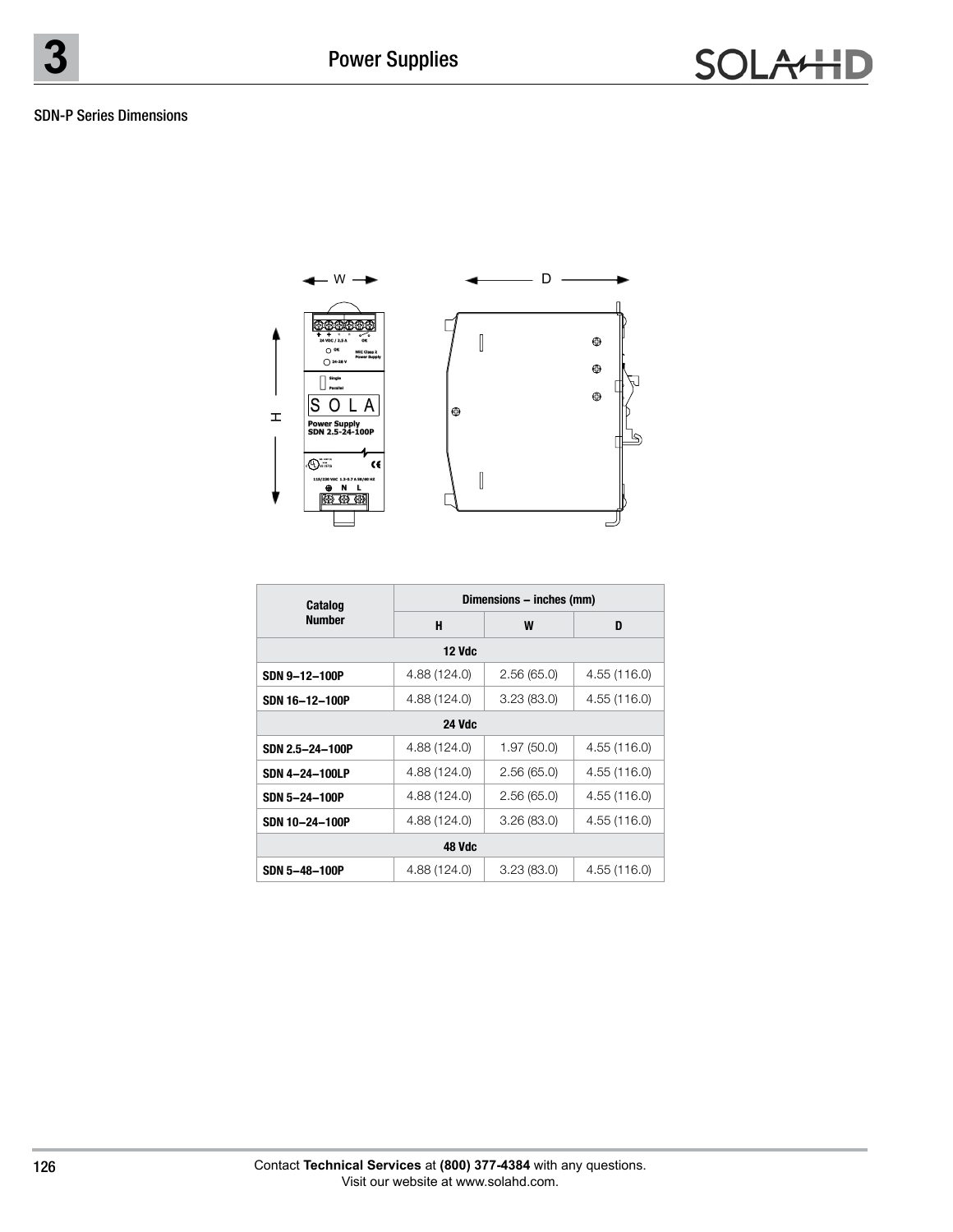## SDN-P Series Dimensions

| Catalog Number | Dimensions – inches (mm) | | |
|---|---|---|---|
| | H | W | D |
| **12 Vdc** | | | |
| **SDN 9–12–100P** | 4.88 (124.0) | 2.56 (65.0) | 4.55 (116.0) |
| **SDN 16–12–100P** | 4.88 (124.0) | 3.23 (83.0) | 4.55 (116.0) |
| **24 Vdc** | | | |
| **SDN 2.5–24–100P** | 4.88 (124.0) | 1.97 (50.0) | 4.55 (116.0) |
| **SDN 4–24–100LP** | 4.88 (124.0) | 2.56 (65.0) | 4.55 (116.0) |
| **SDN 5–24–100P** | 4.88 (124.0) | 2.56 (65.0) | 4.55 (116.0) |
| **SDN 10–24–100P** | 4.88 (124.0) | 3.26 (83.0) | 4.55 (116.0) |
| **48 Vdc** | | | |
| **SDN 5–48–100P** | 4.88 (124.0) | 3.23 (83.0) | 4.55 (116.0) |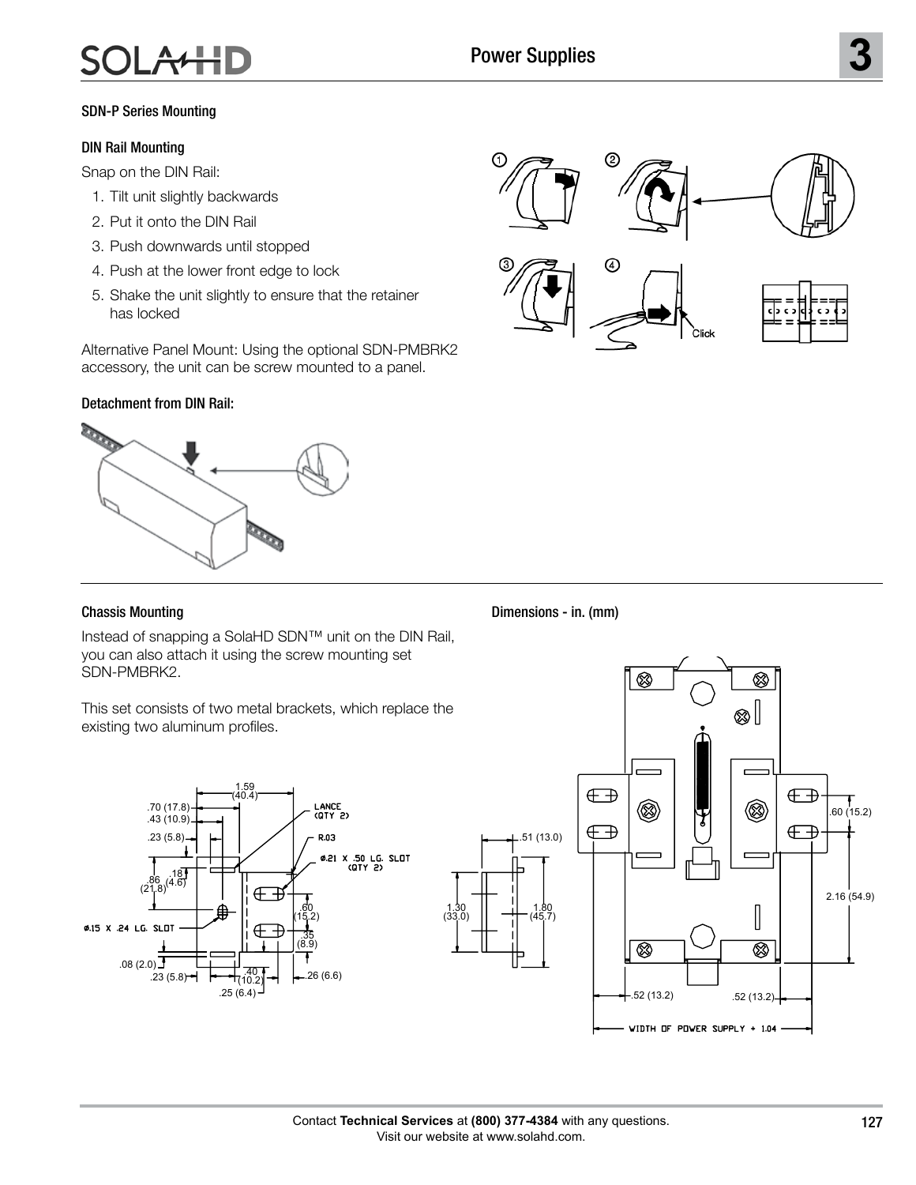## SDN-P Series Mounting

### DIN Rail Mounting

Snap on the DIN Rail:

1. Tilt unit slightly backwards
2. Put it onto the DIN Rail
3. Push downwards until stopped
4. Push at the lower front edge to lock
5. Shake the unit slightly to ensure that the retainer has locked

Alternative Panel Mount: Using the optional SDN-PMBRK2 accessory, the unit can be screw mounted to a panel.

1
2
3
4
Click

### Detachment from DIN Rail:

### Chassis Mounting

Instead of snapping a SolaHD SDN™ unit on the DIN Rail, you can also attach it using the screw mounting set SDN-PMBRK2.

This set consists of two metal brackets, which replace the existing two aluminum profiles.

1.59 (40.4)
.70 (17.8)
.43 (10.9)
.23 (5.8)
.18 (4.6)
.86 (21.8)
Ø.15 X .24 LG. SLOT
.08 (2.0)
.23 (5.8)
.25 (6.4)
.40 (10.2)
.26 (6.6)
.35 (8.9)
.60 (15.2)
LANCE (QTY 2)
R.03
Ø.21 X .50 LG. SLOT (QTY 2)

### Dimensions - in. (mm)

.51 (13.0)
1.30 (33.0)
1.80 (45.7)
.60 (15.2)
2.16 (54.9)
.52 (13.2)
.52 (13.2)
WIDTH OF POWER SUPPLY + 1.04